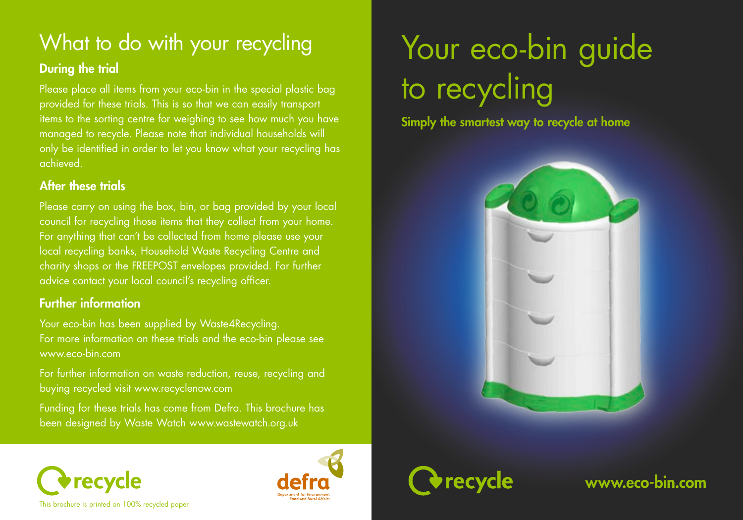# What to do with your recycling

## During the trial

Please place all items from your eco-bin in the special plastic bag provided for these trials. This is so that we can easily transport items to the sorting centre for weighing to see how much you have managed to recycle. Please note that individual households will only be identified in order to let you know what your recycling has achieved.

## After these trials

Please carry on using the box, bin, or bag provided by your local council for recycling those items that they collect from your home. For anything that can't be collected from home please use your local recycling banks, Household Waste Recycling Centre and charity shops or the FREEPOST envelopes provided. For further advice contact your local council's recycling officer.

## Further information

Your eco-bin has been supplied by Waste4Recycling.
For more information on these trials and the eco-bin please see www.eco-bin.com

For further information on waste reduction, reuse, recycling and buying recycled visit www.recyclenow.com

Funding for these trials has come from Defra. This brochure has been designed by Waste Watch www.wastewatch.org.uk

recycle

defra
Department for Environment Food and Rural Affairs

This brochure is printed on 100% recycled paper

# Your eco-bin guide to recycling

**Simply the smartest way to recycle at home**

recycle

www.eco-bin.com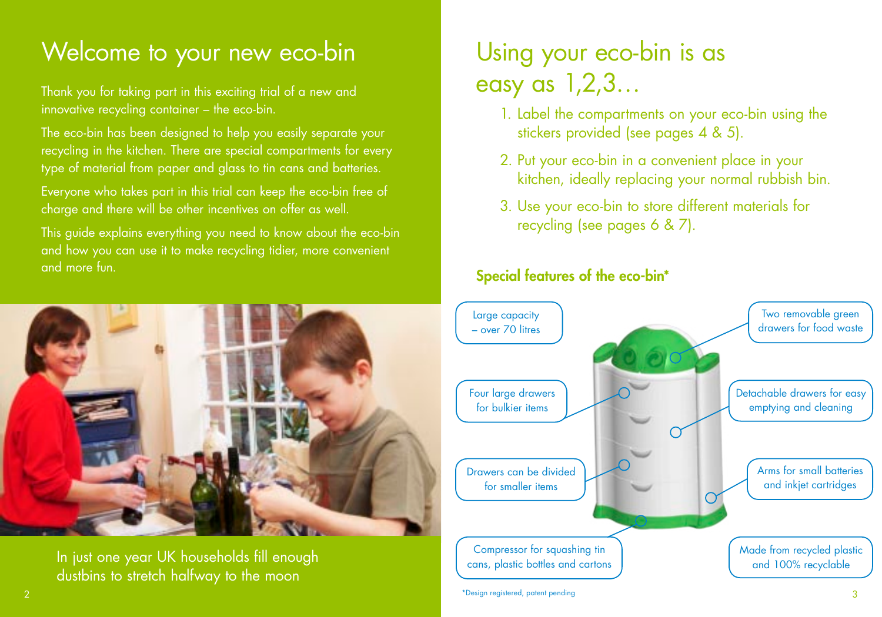# Welcome to your new eco-bin

Thank you for taking part in this exciting trial of a new and innovative recycling container – the eco-bin.

The eco-bin has been designed to help you easily separate your recycling in the kitchen. There are special compartments for every type of material from paper and glass to tin cans and batteries.

Everyone who takes part in this trial can keep the eco-bin free of charge and there will be other incentives on offer as well.

This guide explains everything you need to know about the eco-bin and how you can use it to make recycling tidier, more convenient and more fun.

In just one year UK households fill enough dustbins to stretch halfway to the moon

# Using your eco-bin is as easy as 1,2,3…

1. Label the compartments on your eco-bin using the stickers provided (see pages 4 & 5).
2. Put your eco-bin in a convenient place in your kitchen, ideally replacing your normal rubbish bin.
3. Use your eco-bin to store different materials for recycling (see pages 6 & 7).

## Special features of the eco-bin*

- Large capacity – over 70 litres
- Two removable green drawers for food waste
- Four large drawers for bulkier items
- Detachable drawers for easy emptying and cleaning
- Drawers can be divided for smaller items
- Arms for small batteries and inkjet cartridges
- Compressor for squashing tin cans, plastic bottles and cartons
- Made from recycled plastic and 100% recyclable

*Design registered, patent pending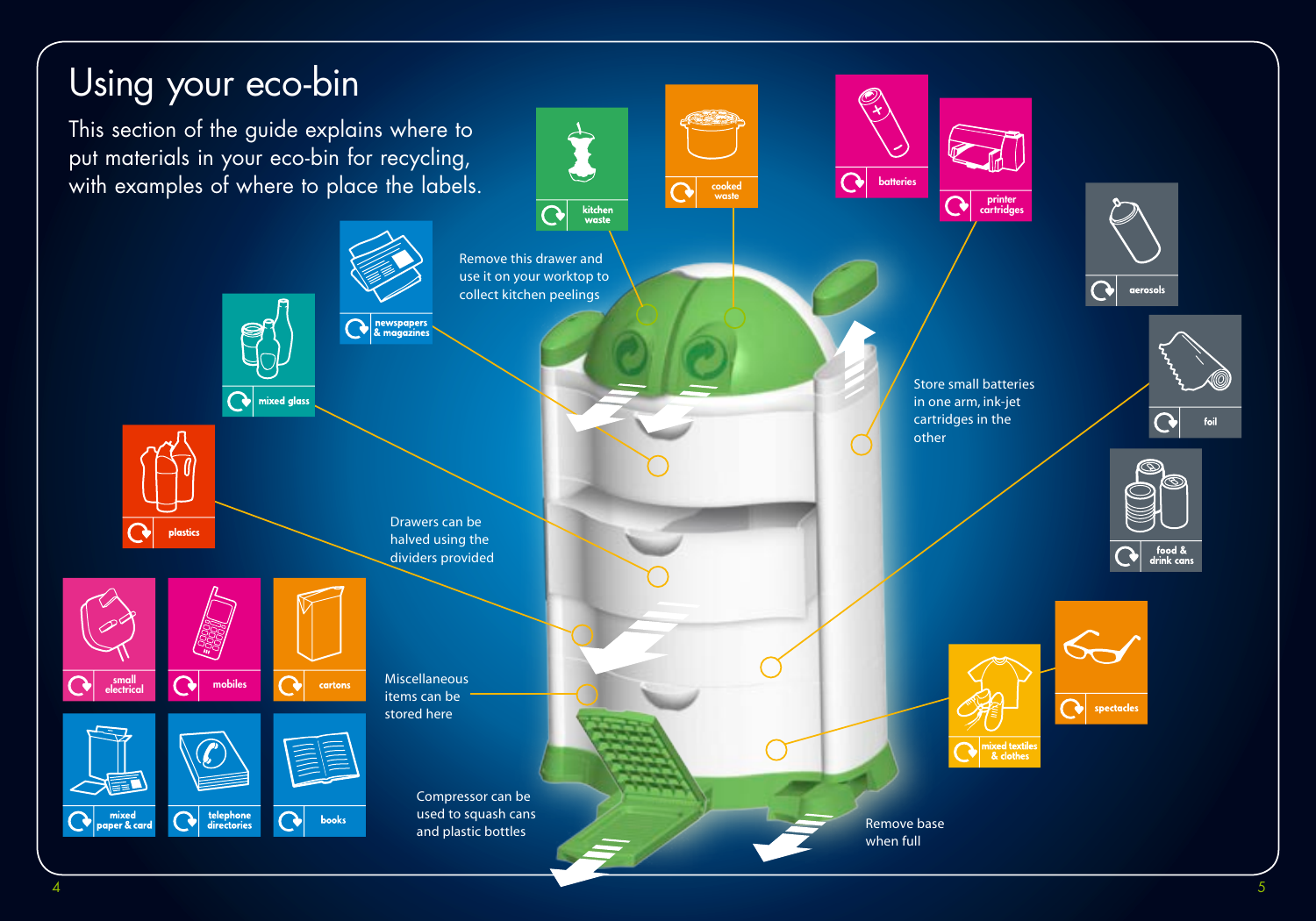# Using your eco-bin

This section of the guide explains where to put materials in your eco-bin for recycling, with examples of where to place the labels.

kitchen waste

cooked waste

batteries

printer cartridges

aerosols

foil

food & drink cans

newspapers & magazines

mixed glass

plastics

Remove this drawer and use it on your worktop to collect kitchen peelings

Store small batteries in one arm, ink-jet cartridges in the other

Drawers can be halved using the dividers provided

small electrical

mobiles

cartons

Miscellaneous items can be stored here

mixed paper & card

telephone directories

books

Compressor can be used to squash cans and plastic bottles

mixed textiles & clothes

spectacles

Remove base when full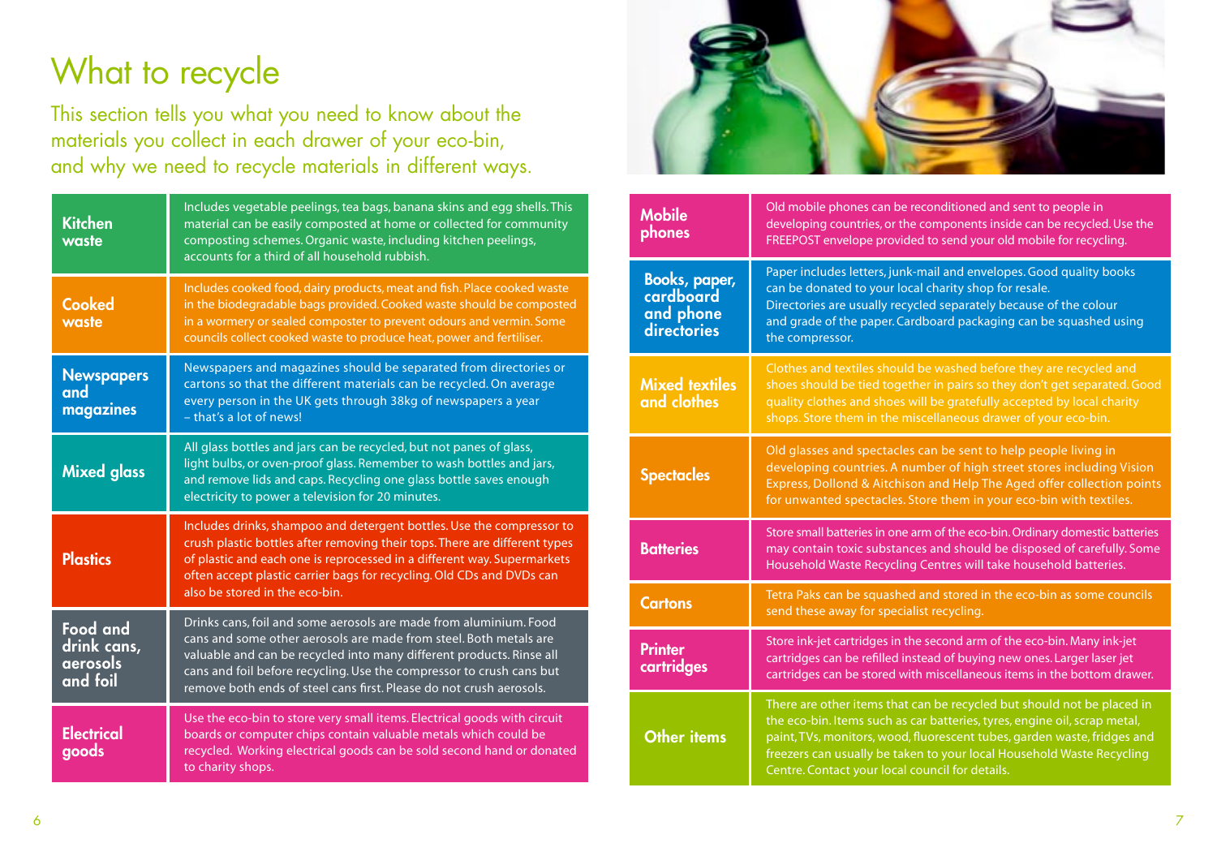# What to recycle

This section tells you what you need to know about the materials you collect in each drawer of your eco-bin, and why we need to recycle materials in different ways.

| | |
|---|---|
| **Kitchen waste** | Includes vegetable peelings, tea bags, banana skins and egg shells. This material can be easily composted at home or collected for community composting schemes. Organic waste, including kitchen peelings, accounts for a third of all household rubbish. |
| **Cooked waste** | Includes cooked food, dairy products, meat and fish. Place cooked waste in the biodegradable bags provided. Cooked waste should be composted in a wormery or sealed composter to prevent odours and vermin. Some councils collect cooked waste to produce heat, power and fertiliser. |
| **Newspapers and magazines** | Newspapers and magazines should be separated from directories or cartons so that the different materials can be recycled. On average every person in the UK gets through 38kg of newspapers a year – that's a lot of news! |
| **Mixed glass** | All glass bottles and jars can be recycled, but not panes of glass, light bulbs, or oven-proof glass. Remember to wash bottles and jars, and remove lids and caps. Recycling one glass bottle saves enough electricity to power a television for 20 minutes. |
| **Plastics** | Includes drinks, shampoo and detergent bottles. Use the compressor to crush plastic bottles after removing their tops. There are different types of plastic and each one is reprocessed in a different way. Supermarkets often accept plastic carrier bags for recycling. Old CDs and DVDs can also be stored in the eco-bin. |
| **Food and drink cans, aerosols and foil** | Drinks cans, foil and some aerosols are made from aluminium. Food cans and some other aerosols are made from steel. Both metals are valuable and can be recycled into many different products. Rinse all cans and foil before recycling. Use the compressor to crush cans but remove both ends of steel cans first. Please do not crush aerosols. |
| **Electrical goods** | Use the eco-bin to store very small items. Electrical goods with circuit boards or computer chips contain valuable metals which could be recycled. Working electrical goods can be sold second hand or donated to charity shops. |
| **Mobile phones** | Old mobile phones can be reconditioned and sent to people in developing countries, or the components inside can be recycled. Use the FREEPOST envelope provided to send your old mobile for recycling. |
| **Books, paper, cardboard and phone directories** | Paper includes letters, junk-mail and envelopes. Good quality books can be donated to your local charity shop for resale. Directories are usually recycled separately because of the colour and grade of the paper. Cardboard packaging can be squashed using the compressor. |
| **Mixed textiles and clothes** | Clothes and textiles should be washed before they are recycled and shoes should be tied together in pairs so they don't get separated. Good quality clothes and shoes will be gratefully accepted by local charity shops. Store them in the miscellaneous drawer of your eco-bin. |
| **Spectacles** | Old glasses and spectacles can be sent to help people living in developing countries. A number of high street stores including Vision Express, Dollond & Aitchison and Help The Aged offer collection points for unwanted spectacles. Store them in your eco-bin with textiles. |
| **Batteries** | Store small batteries in one arm of the eco-bin. Ordinary domestic batteries may contain toxic substances and should be disposed of carefully. Some Household Waste Recycling Centres will take household batteries. |
| **Cartons** | Tetra Paks can be squashed and stored in the eco-bin as some councils send these away for specialist recycling. |
| **Printer cartridges** | Store ink-jet cartridges in the second arm of the eco-bin. Many ink-jet cartridges can be refilled instead of buying new ones. Larger laser jet cartridges can be stored with miscellaneous items in the bottom drawer. |
| **Other items** | There are other items that can be recycled but should not be placed in the eco-bin. Items such as car batteries, tyres, engine oil, scrap metal, paint, TVs, monitors, wood, fluorescent tubes, garden waste, fridges and freezers can usually be taken to your local Household Waste Recycling Centre. Contact your local council for details. |